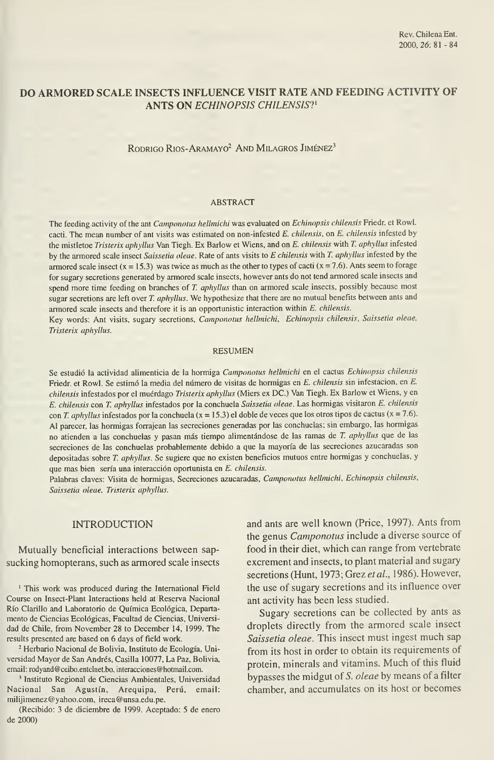# DO ARMORED SCALE INSECTS INFLUENCE VISIT RATE AND FEEDING ACTIVITY OF ANTS ON *ECHINOPSIS CHILENSIS*?[1]

Rodrigo Rios-Aramayo[2] and Milagros Jiménez[3]

## ABSTRACT

The feeding activity of the ant *Camponotus hellmichi* was evaluated on *Echinopsis chilensis* Friedr. et Rowl. cacti. The mean number of ant visits was estimated on non-infested *E. chilensis*, on *E. chilensis* infested by the mistletoe *Tristerix aphyllus* Van Tiegh. Ex Barlow et Wiens, and on *E. chilensis* with *T. aphyllus* infested by the armored scale insect *Saissetia oleae*. Rate of ants visits to *E chilensis* with *T. aphyllus* infested by the armored scale insect (x = 15.3) was twice as much as the other to types of cacti (x = 7.6). Ants seem to forage for sugary secretions generated by armored scale insects, however ants do not tend armored scale insects and spend more time feeding on branches of *T. aphyllus* than on armored scale insects, possibly because most sugar secretions are left over *T. aphyllus*. We hypothesize that there are no mutual benefits between ants and armored scale insects and therefore it is an opportunistic interaction within *E. chilensis*.

Key words: Ant visits, sugary secretions, *Camponotus hellmichi*, *Echinopsis chilensis*, *Saissetia oleae*, *Tristerix aphyllus*.

## RESUMEN

Se estudió la actividad alimenticia de la hormiga *Camponotus hellmichi* en el cactus *Echinopsis chilensis* Friedr. et Rowl. Se estimó la media del número de visitas de hormigas en *E. chilensis* sin infestacion, en *E. chilensis* infestados por el muérdago *Tristerix aphyllus* (Miers ex DC.) Van Tiegh. Ex Barlow et Wiens, y en *E. chilensis* con *T. aphyllus* infestados por la conchuela *Saissetia oleae*. Las hormigas visitaron *E. chilensis* con *T. aphyllus* infestados por la conchuela (x = 15.3) el doble de veces que los otros tipos de cactus (x = 7.6). Al parecer, las hormigas forrajean las secreciones generadas por las conchuelas; sin embargo, las hormigas no atienden a las conchuelas y pasan más tiempo alimentándose de las ramas de *T. aphyllus* que de las secreciones de las conchuelas probablemente debido a que la mayoría de las secreciones azucaradas son depositadas sobre *T. aphyllus*. Se sugiere que no existen beneficios mutuos entre hormigas y conchuelas, y que mas bien sería una interacción oportunista en *E. chilensis*.

Palabras claves: Visita de hormigas, Secreciones azucaradas, *Camponotus hellmichi*, *Echinopsis chilensis*, *Saissetia oleae*, *Tristerix aphyllus*.

## INTRODUCTION

Mutually beneficial interactions between sap-sucking homopterans, such as armored scale insects and ants are well known (Price, 1997). Ants from the genus *Camponotus* include a diverse source of food in their diet, which can range from vertebrate excrement and insects, to plant material and sugary secretions (Hunt, 1973; Grez *et al.*, 1986). However, the use of sugary secretions and its influence over ant activity has been less studied.

Sugary secretions can be collected by ants as droplets directly from the armored scale insect *Saissetia oleae*. This insect must ingest much sap from its host in order to obtain its requirements of protein, minerals and vitamins. Much of this fluid bypasses the midgut of *S. oleae* by means of a filter chamber, and accumulates on its host or becomes

[1] This work was produced during the International Field Course on Insect-Plant Interactions held at Reserva Nacional Río Clarillo and Laboratorio de Química Ecológica, Departamento de Ciencias Ecológicas, Facultad de Ciencias, Universidad de Chile, from November 28 to December 14, 1999. The results presented are based on 6 days of field work.

[2] Herbario Nacional de Bolivia, Instituto de Ecología, Universidad Mayor de San Andrés, Casilla 10077, La Paz, Bolivia, email: rodyand@ceibo.entelnet.bo, interacciones@hotmail.com.

[3] Instituto Regional de Ciencias Ambientales, Universidad Nacional San Agustín, Arequipa, Perú, email: milijimenez@yahoo.com, ireca@unsa.edu.pe.

(Recibido: 3 de diciembre de 1999. Aceptado: 5 de enero de 2000)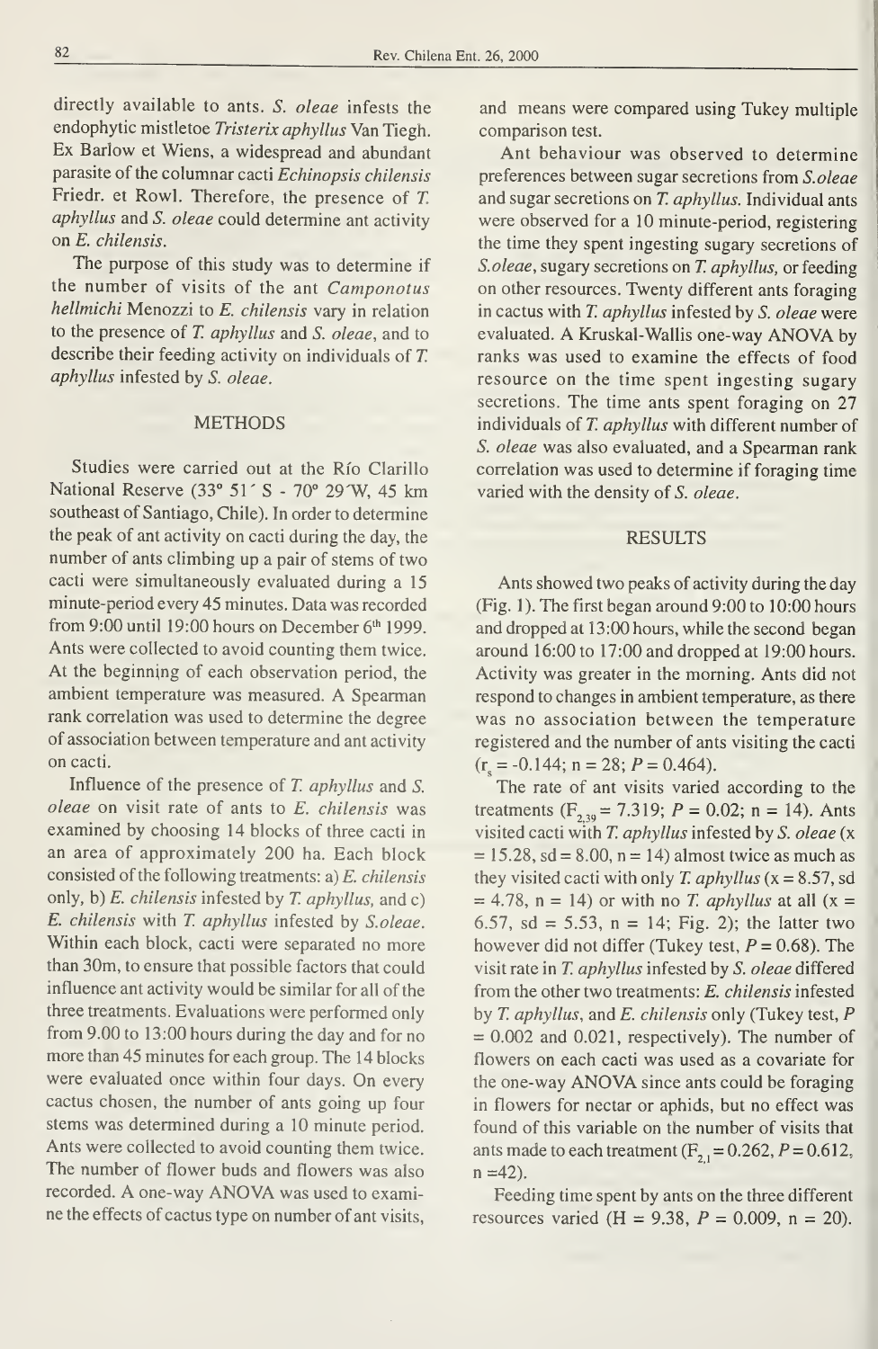directly available to ants. *S. oleae* infests the endophytic mistletoe *Tristerix aphyllus* Van Tiegh. Ex Barlow et Wiens, a widespread and abundant parasite of the columnar cacti *Echinopsis chilensis* Friedr. et Rowl. Therefore, the presence of *T. aphyllus* and *S. oleae* could determine ant activity on *E. chilensis*.

The purpose of this study was to determine if the number of visits of the ant *Camponotus hellmichi* Menozzi to *E. chilensis* vary in relation to the presence of *T. aphyllus* and *S. oleae*, and to describe their feeding activity on individuals of *T. aphyllus* infested by *S. oleae*.

## METHODS

Studies were carried out at the Río Clarillo National Reserve (33° 51´ S - 70° 29´W, 45 km southeast of Santiago, Chile). In order to determine the peak of ant activity on cacti during the day, the number of ants climbing up a pair of stems of two cacti were simultaneously evaluated during a 15 minute-period every 45 minutes. Data was recorded from 9:00 until 19:00 hours on December 6th 1999. Ants were collected to avoid counting them twice. At the beginning of each observation period, the ambient temperature was measured. A Spearman rank correlation was used to determine the degree of association between temperature and ant activity on cacti.

Influence of the presence of *T. aphyllus* and *S. oleae* on visit rate of ants to *E. chilensis* was examined by choosing 14 blocks of three cacti in an area of approximately 200 ha. Each block consisted of the following treatments: a) *E. chilensis* only, b) *E. chilensis* infested by *T. aphyllus*, and c) *E. chilensis* with *T. aphyllus* infested by *S.oleae*. Within each block, cacti were separated no more than 30m, to ensure that possible factors that could influence ant activity would be similar for all of the three treatments. Evaluations were performed only from 9.00 to 13:00 hours during the day and for no more than 45 minutes for each group. The 14 blocks were evaluated once within four days. On every cactus chosen, the number of ants going up four stems was determined during a 10 minute period. Ants were collected to avoid counting them twice. The number of flower buds and flowers was also recorded. A one-way ANOVA was used to examine the effects of cactus type on number of ant visits, and means were compared using Tukey multiple comparison test.

Ant behaviour was observed to determine preferences between sugar secretions from *S.oleae* and sugar secretions on *T. aphyllus*. Individual ants were observed for a 10 minute-period, registering the time they spent ingesting sugary secretions of *S.oleae*, sugary secretions on *T. aphyllus*, or feeding on other resources. Twenty different ants foraging in cactus with *T. aphyllus* infested by *S. oleae* were evaluated. A Kruskal-Wallis one-way ANOVA by ranks was used to examine the effects of food resource on the time spent ingesting sugary secretions. The time ants spent foraging on 27 individuals of *T. aphyllus* with different number of *S. oleae* was also evaluated, and a Spearman rank correlation was used to determine if foraging time varied with the density of *S. oleae*.

## RESULTS

Ants showed two peaks of activity during the day (Fig. 1). The first began around 9:00 to 10:00 hours and dropped at 13:00 hours, while the second began around 16:00 to 17:00 and dropped at 19:00 hours. Activity was greater in the morning. Ants did not respond to changes in ambient temperature, as there was no association between the temperature registered and the number of ants visiting the cacti ($r_s = -0.144$; $n = 28$; $P = 0.464$).

The rate of ant visits varied according to the treatments ($F_{2,39} = 7.319$; $P = 0.02$; $n = 14$). Ants visited cacti with *T. aphyllus* infested by *S. oleae* ($x = 15.28$, $sd = 8.00$, $n = 14$) almost twice as much as they visited cacti with only *T. aphyllus* ($x = 8.57$, $sd = 4.78$, $n = 14$) or with no *T. aphyllus* at all ($x = 6.57$, $sd = 5.53$, $n = 14$; Fig. 2); the latter two however did not differ (Tukey test, $P = 0.68$). The visit rate in *T. aphyllus* infested by *S. oleae* differed from the other two treatments: *E. chilensis* infested by *T. aphyllus*, and *E. chilensis* only (Tukey test, $P = 0.002$ and $0.021$, respectively). The number of flowers on each cacti was used as a covariate for the one-way ANOVA since ants could be foraging in flowers for nectar or aphids, but no effect was found of this variable on the number of visits that ants made to each treatment ($F_{2,1} = 0.262$, $P = 0.612$, $n = 42$).

Feeding time spent by ants on the three different resources varied ($H = 9.38$, $P = 0.009$, $n = 20$).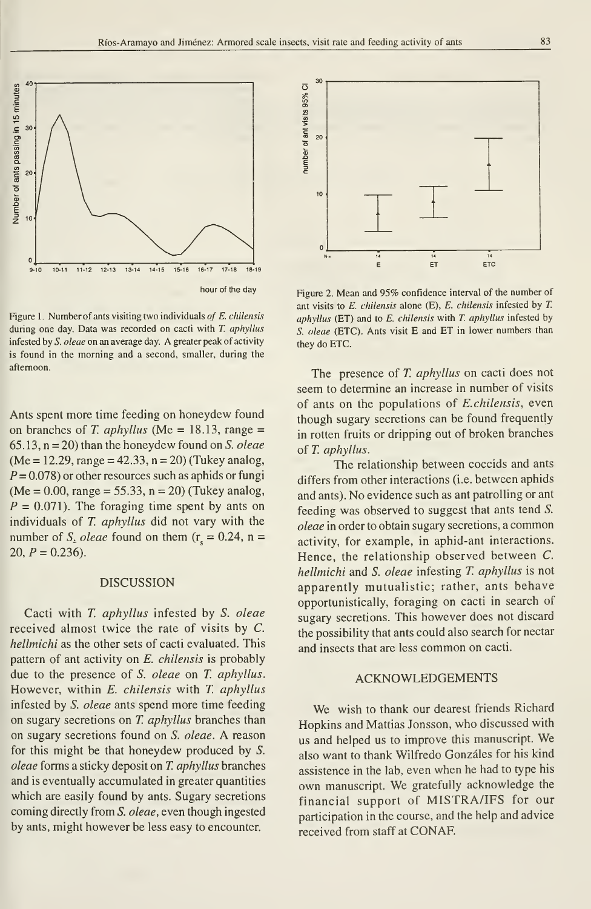Figure 1. Number of ants visiting two individuals *of E. chilensis* during one day. Data was recorded on cacti with *T. aphyllus* infested by *S. oleae* on an average day. A greater peak of activity is found in the morning and a second, smaller, during the afternoon.

Figure 2. Mean and 95% confidence interval of the number of ant visits to *E. chilensis* alone (E), *E. chilensis* infested by *T. aphyllus* (ET) and to *E. chilensis* with *T. aphyllus* infested by *S. oleae* (ETC). Ants visit E and ET in lower numbers than they do ETC.

Ants spent more time feeding on honeydew found on branches of *T. aphyllus* (Me = 18.13, range = 65.13, n = 20) than the honeydew found on *S. oleae* (Me = 12.29, range = 42.33, n = 20) (Tukey analog, $P = 0.078$) or other resources such as aphids or fungi (Me = 0.00, range = 55.33, n = 20) (Tukey analog, $P = 0.071$). The foraging time spent by ants on individuals of *T. aphyllus* did not vary with the number of *S. oleae* found on them ($r_s = 0.24$, n = 20, $P = 0.236$).

## DISCUSSION

Cacti with *T. aphyllus* infested by *S. oleae* received almost twice the rate of visits by *C. hellmichi* as the other sets of cacti evaluated. This pattern of ant activity on *E. chilensis* is probably due to the presence of *S. oleae* on *T. aphyllus*. However, within *E. chilensis* with *T. aphyllus* infested by *S. oleae* ants spend more time feeding on sugary secretions on *T. aphyllus* branches than on sugary secretions found on *S. oleae*. A reason for this might be that honeydew produced by *S. oleae* forms a sticky deposit on *T. aphyllus* branches and is eventually accumulated in greater quantities which are easily found by ants. Sugary secretions coming directly from *S. oleae*, even though ingested by ants, might however be less easy to encounter.

The presence of *T. aphyllus* on cacti does not seem to determine an increase in number of visits of ants on the populations of *E.chilensis*, even though sugary secretions can be found frequently in rotten fruits or dripping out of broken branches of *T. aphyllus*.

The relationship between coccids and ants differs from other interactions (i.e. between aphids and ants). No evidence such as ant patrolling or ant feeding was observed to suggest that ants tend *S. oleae* in order to obtain sugary secretions, a common activity, for example, in aphid-ant interactions. Hence, the relationship observed between *C. hellmichi* and *S. oleae* infesting *T. aphyllus* is not apparently mutualistic; rather, ants behave opportunistically, foraging on cacti in search of sugary secretions. This however does not discard the possibility that ants could also search for nectar and insects that are less common on cacti.

## ACKNOWLEDGEMENTS

We wish to thank our dearest friends Richard Hopkins and Mattias Jonsson, who discussed with us and helped us to improve this manuscript. We also want to thank Wilfredo Gonzáles for his kind assistence in the lab, even when he had to type his own manuscript. We gratefully acknowledge the financial support of MISTRA/IFS for our participation in the course, and the help and advice received from staff at CONAF.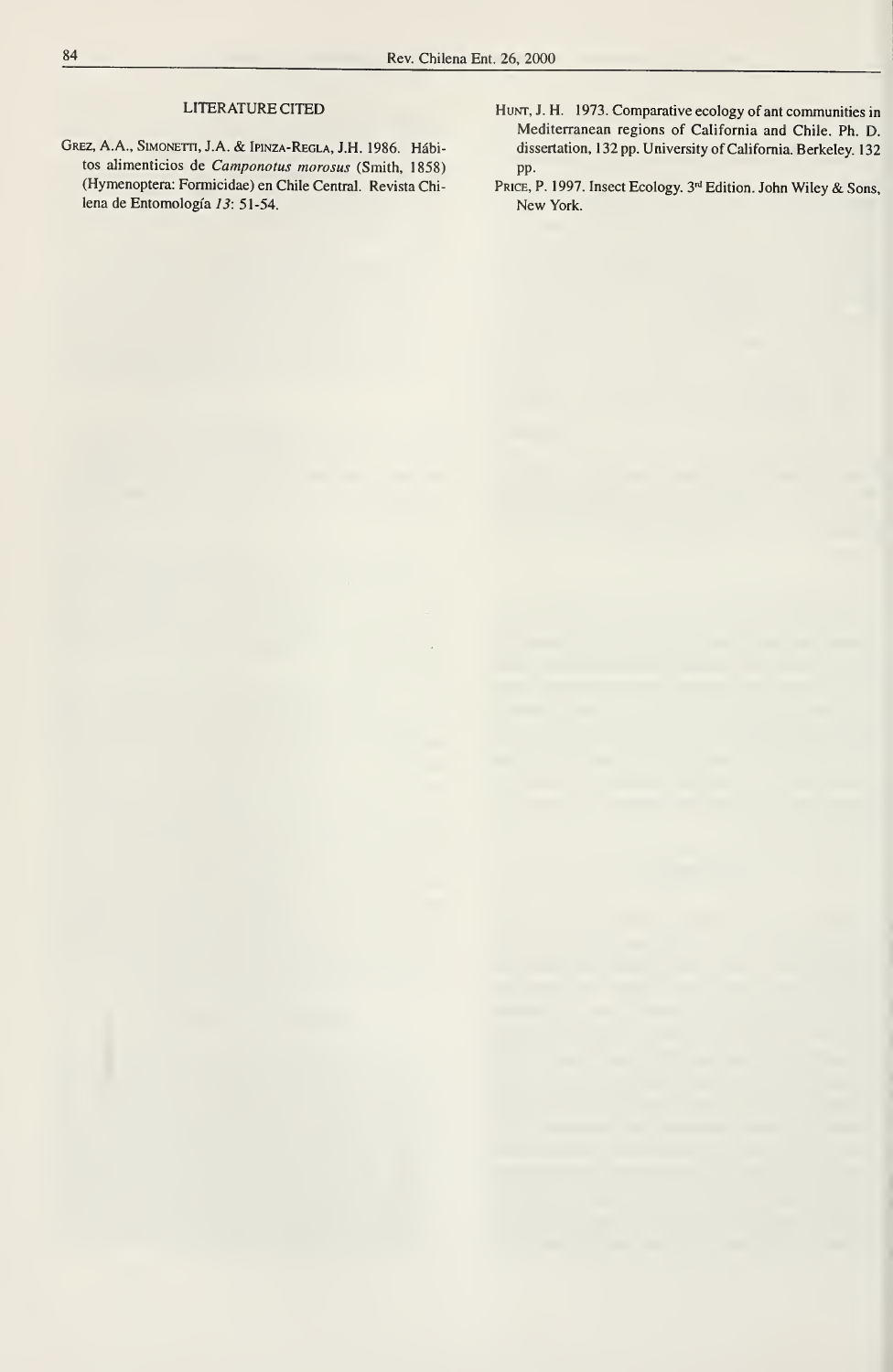## LITERATURE CITED

Grez, A.A., Simonetti, J.A. & Ipinza-Regla, J.H. 1986. Hábitos alimenticios de *Camponotus morosus* (Smith, 1858) (Hymenoptera: Formicidae) en Chile Central. Revista Chilena de Entomología *13*: 51-54.

Hunt, J. H. 1973. Comparative ecology of ant communities in Mediterranean regions of California and Chile. Ph. D. dissertation, 132 pp. University of California. Berkeley. 132 pp.

Price, P. 1997. Insect Ecology. 3rd Edition. John Wiley & Sons, New York.